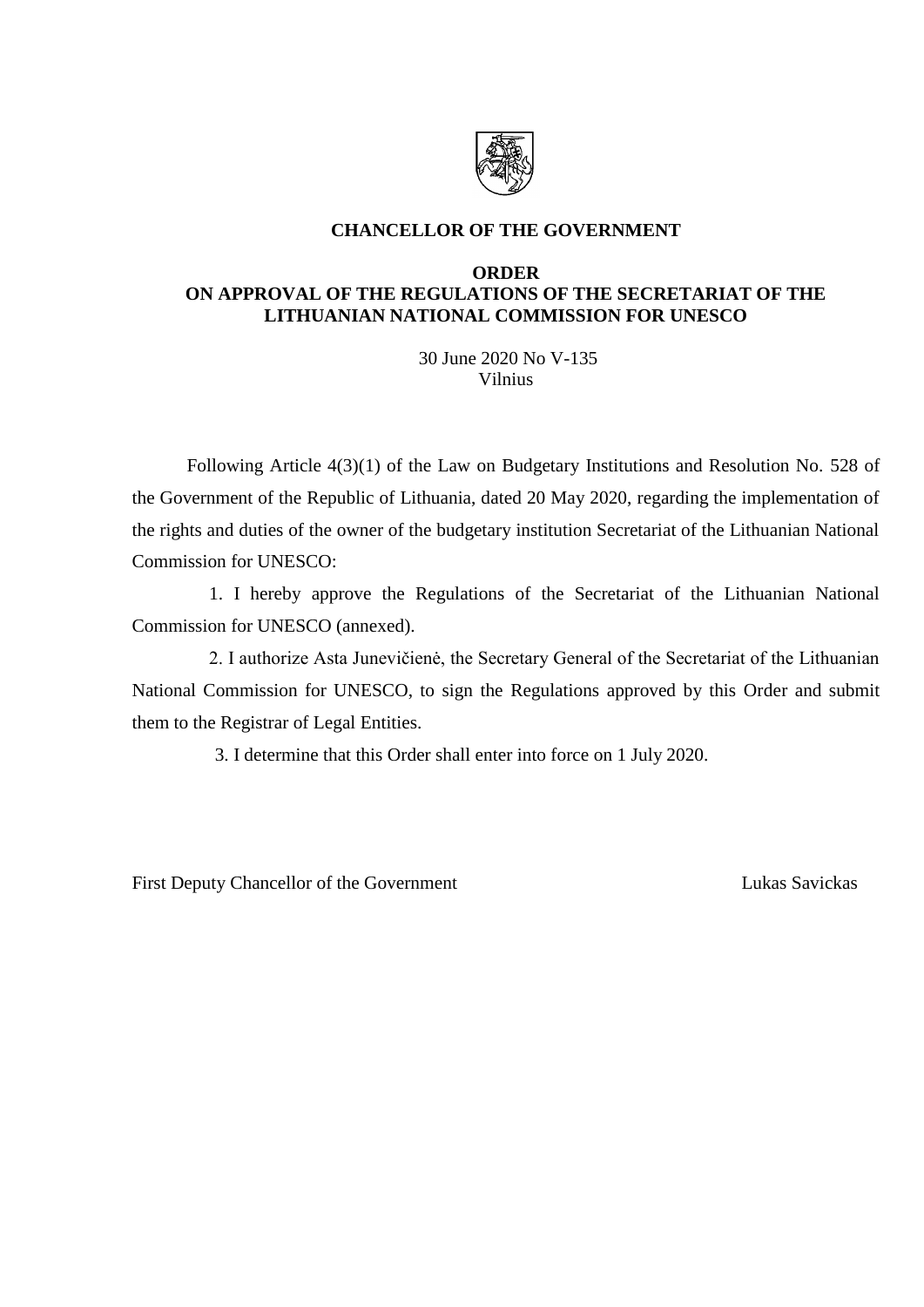**CHANCELLOR OF THE GOVERNMENT**

**ORDER**
**ON APPROVAL OF THE REGULATIONS OF THE SECRETARIAT OF THE LITHUANIAN NATIONAL COMMISSION FOR UNESCO**

30 June 2020 No V-135
Vilnius

Following Article 4(3)(1) of the Law on Budgetary Institutions and Resolution No. 528 of the Government of the Republic of Lithuania, dated 20 May 2020, regarding the implementation of the rights and duties of the owner of the budgetary institution Secretariat of the Lithuanian National Commission for UNESCO:

1. I hereby approve the Regulations of the Secretariat of the Lithuanian National Commission for UNESCO (annexed).

2. I authorize Asta Junevičienė, the Secretary General of the Secretariat of the Lithuanian National Commission for UNESCO, to sign the Regulations approved by this Order and submit them to the Registrar of Legal Entities.

3. I determine that this Order shall enter into force on 1 July 2020.

First Deputy Chancellor of the Government Lukas Savickas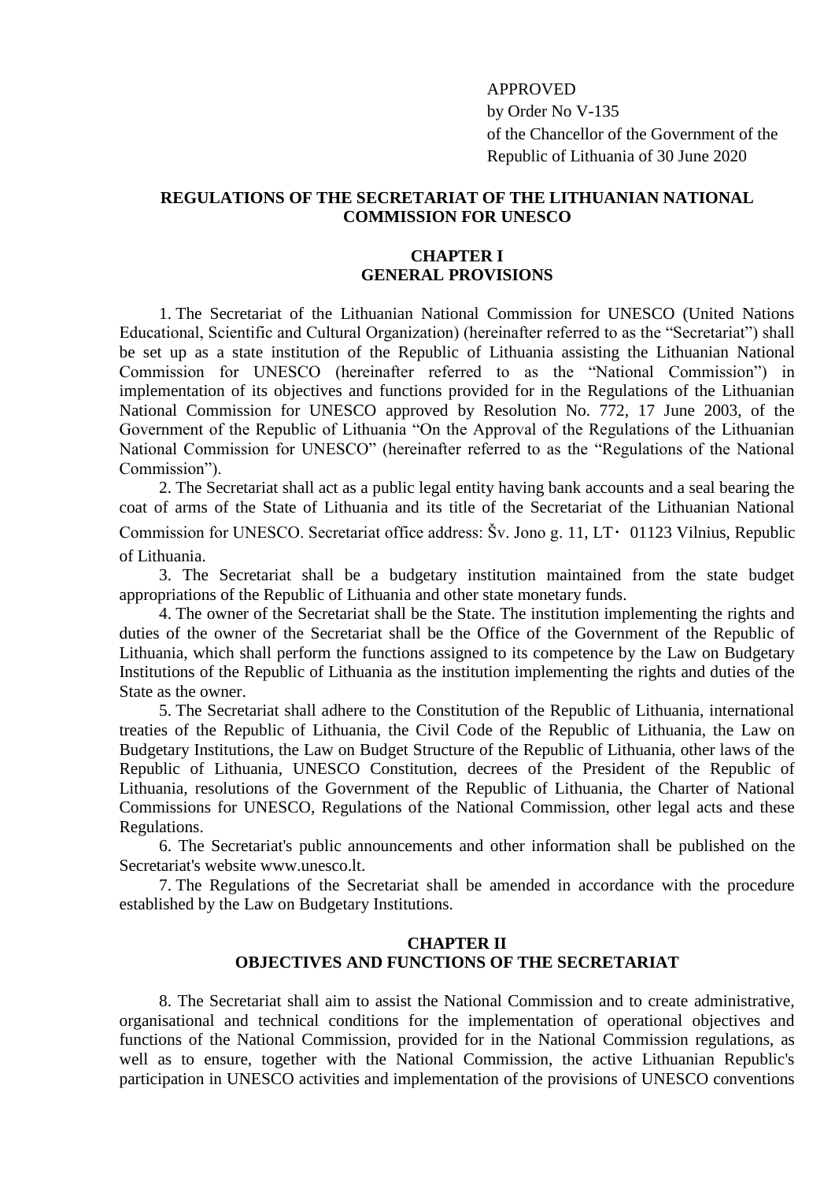APPROVED
by Order No V-135
of the Chancellor of the Government of the Republic of Lithuania of 30 June 2020

# REGULATIONS OF THE SECRETARIAT OF THE LITHUANIAN NATIONAL COMMISSION FOR UNESCO

## CHAPTER I
## GENERAL PROVISIONS

1. The Secretariat of the Lithuanian National Commission for UNESCO (United Nations Educational, Scientific and Cultural Organization) (hereinafter referred to as the "Secretariat") shall be set up as a state institution of the Republic of Lithuania assisting the Lithuanian National Commission for UNESCO (hereinafter referred to as the "National Commission") in implementation of its objectives and functions provided for in the Regulations of the Lithuanian National Commission for UNESCO approved by Resolution No. 772, 17 June 2003, of the Government of the Republic of Lithuania "On the Approval of the Regulations of the Lithuanian National Commission for UNESCO" (hereinafter referred to as the "Regulations of the National Commission").

2. The Secretariat shall act as a public legal entity having bank accounts and a seal bearing the coat of arms of the State of Lithuania and its title of the Secretariat of the Lithuanian National Commission for UNESCO. Secretariat office address: Šv. Jono g. 11, LT・ 01123 Vilnius, Republic of Lithuania.

3. The Secretariat shall be a budgetary institution maintained from the state budget appropriations of the Republic of Lithuania and other state monetary funds.

4. The owner of the Secretariat shall be the State. The institution implementing the rights and duties of the owner of the Secretariat shall be the Office of the Government of the Republic of Lithuania, which shall perform the functions assigned to its competence by the Law on Budgetary Institutions of the Republic of Lithuania as the institution implementing the rights and duties of the State as the owner.

5. The Secretariat shall adhere to the Constitution of the Republic of Lithuania, international treaties of the Republic of Lithuania, the Civil Code of the Republic of Lithuania, the Law on Budgetary Institutions, the Law on Budget Structure of the Republic of Lithuania, other laws of the Republic of Lithuania, UNESCO Constitution, decrees of the President of the Republic of Lithuania, resolutions of the Government of the Republic of Lithuania, the Charter of National Commissions for UNESCO, Regulations of the National Commission, other legal acts and these Regulations.

6. The Secretariat's public announcements and other information shall be published on the Secretariat's website www.unesco.lt.

7. The Regulations of the Secretariat shall be amended in accordance with the procedure established by the Law on Budgetary Institutions.

## CHAPTER II
## OBJECTIVES AND FUNCTIONS OF THE SECRETARIAT

8. The Secretariat shall aim to assist the National Commission and to create administrative, organisational and technical conditions for the implementation of operational objectives and functions of the National Commission, provided for in the National Commission regulations, as well as to ensure, together with the National Commission, the active Lithuanian Republic's participation in UNESCO activities and implementation of the provisions of UNESCO conventions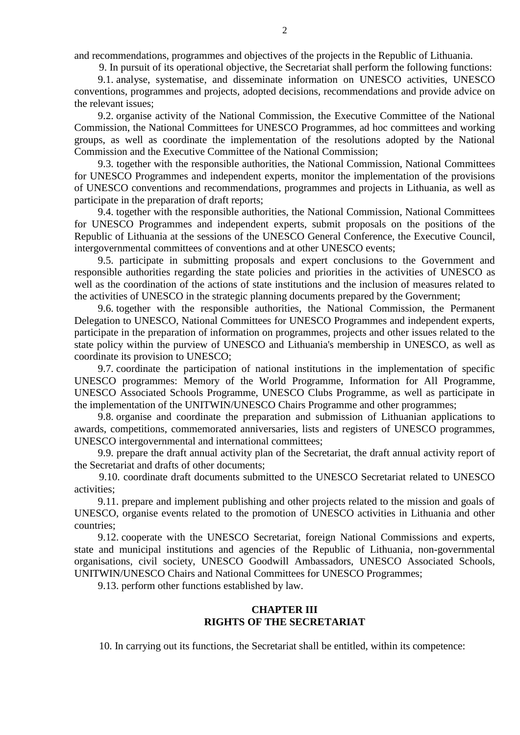and recommendations, programmes and objectives of the projects in the Republic of Lithuania.

9. In pursuit of its operational objective, the Secretariat shall perform the following functions:

9.1. analyse, systematise, and disseminate information on UNESCO activities, UNESCO conventions, programmes and projects, adopted decisions, recommendations and provide advice on the relevant issues;

9.2. organise activity of the National Commission, the Executive Committee of the National Commission, the National Committees for UNESCO Programmes, ad hoc committees and working groups, as well as coordinate the implementation of the resolutions adopted by the National Commission and the Executive Committee of the National Commission;

9.3. together with the responsible authorities, the National Commission, National Committees for UNESCO Programmes and independent experts, monitor the implementation of the provisions of UNESCO conventions and recommendations, programmes and projects in Lithuania, as well as participate in the preparation of draft reports;

9.4. together with the responsible authorities, the National Commission, National Committees for UNESCO Programmes and independent experts, submit proposals on the positions of the Republic of Lithuania at the sessions of the UNESCO General Conference, the Executive Council, intergovernmental committees of conventions and at other UNESCO events;

9.5. participate in submitting proposals and expert conclusions to the Government and responsible authorities regarding the state policies and priorities in the activities of UNESCO as well as the coordination of the actions of state institutions and the inclusion of measures related to the activities of UNESCO in the strategic planning documents prepared by the Government;

9.6. together with the responsible authorities, the National Commission, the Permanent Delegation to UNESCO, National Committees for UNESCO Programmes and independent experts, participate in the preparation of information on programmes, projects and other issues related to the state policy within the purview of UNESCO and Lithuania's membership in UNESCO, as well as coordinate its provision to UNESCO;

9.7. coordinate the participation of national institutions in the implementation of specific UNESCO programmes: Memory of the World Programme, Information for All Programme, UNESCO Associated Schools Programme, UNESCO Clubs Programme, as well as participate in the implementation of the UNITWIN/UNESCO Chairs Programme and other programmes;

9.8. organise and coordinate the preparation and submission of Lithuanian applications to awards, competitions, commemorated anniversaries, lists and registers of UNESCO programmes, UNESCO intergovernmental and international committees;

9.9. prepare the draft annual activity plan of the Secretariat, the draft annual activity report of the Secretariat and drafts of other documents;

9.10. coordinate draft documents submitted to the UNESCO Secretariat related to UNESCO activities;

9.11. prepare and implement publishing and other projects related to the mission and goals of UNESCO, organise events related to the promotion of UNESCO activities in Lithuania and other countries;

9.12. cooperate with the UNESCO Secretariat, foreign National Commissions and experts, state and municipal institutions and agencies of the Republic of Lithuania, non-governmental organisations, civil society, UNESCO Goodwill Ambassadors, UNESCO Associated Schools, UNITWIN/UNESCO Chairs and National Committees for UNESCO Programmes;

9.13. perform other functions established by law.

## CHAPTER III
## RIGHTS OF THE SECRETARIAT

10. In carrying out its functions, the Secretariat shall be entitled, within its competence: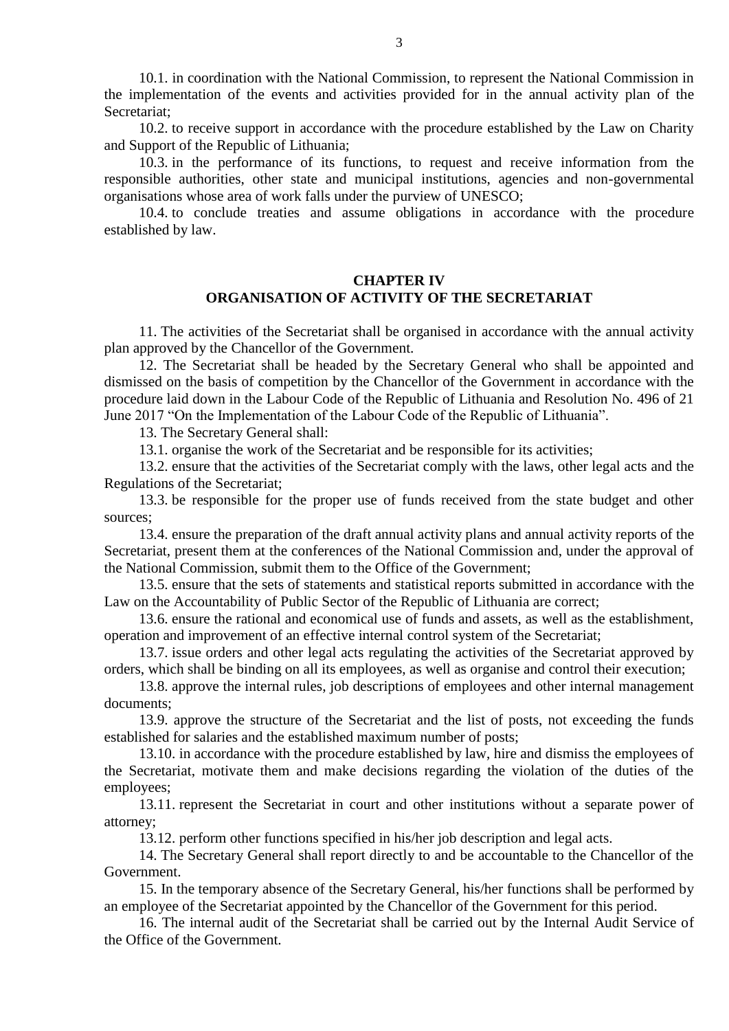10.1. in coordination with the National Commission, to represent the National Commission in the implementation of the events and activities provided for in the annual activity plan of the Secretariat;

10.2. to receive support in accordance with the procedure established by the Law on Charity and Support of the Republic of Lithuania;

10.3. in the performance of its functions, to request and receive information from the responsible authorities, other state and municipal institutions, agencies and non-governmental organisations whose area of work falls under the purview of UNESCO;

10.4. to conclude treaties and assume obligations in accordance with the procedure established by law.

## CHAPTER IV
## ORGANISATION OF ACTIVITY OF THE SECRETARIAT

11. The activities of the Secretariat shall be organised in accordance with the annual activity plan approved by the Chancellor of the Government.

12. The Secretariat shall be headed by the Secretary General who shall be appointed and dismissed on the basis of competition by the Chancellor of the Government in accordance with the procedure laid down in the Labour Code of the Republic of Lithuania and Resolution No. 496 of 21 June 2017 "On the Implementation of the Labour Code of the Republic of Lithuania".

13. The Secretary General shall:

13.1. organise the work of the Secretariat and be responsible for its activities;

13.2. ensure that the activities of the Secretariat comply with the laws, other legal acts and the Regulations of the Secretariat;

13.3. be responsible for the proper use of funds received from the state budget and other sources;

13.4. ensure the preparation of the draft annual activity plans and annual activity reports of the Secretariat, present them at the conferences of the National Commission and, under the approval of the National Commission, submit them to the Office of the Government;

13.5. ensure that the sets of statements and statistical reports submitted in accordance with the Law on the Accountability of Public Sector of the Republic of Lithuania are correct;

13.6. ensure the rational and economical use of funds and assets, as well as the establishment, operation and improvement of an effective internal control system of the Secretariat;

13.7. issue orders and other legal acts regulating the activities of the Secretariat approved by orders, which shall be binding on all its employees, as well as organise and control their execution;

13.8. approve the internal rules, job descriptions of employees and other internal management documents;

13.9. approve the structure of the Secretariat and the list of posts, not exceeding the funds established for salaries and the established maximum number of posts;

13.10. in accordance with the procedure established by law, hire and dismiss the employees of the Secretariat, motivate them and make decisions regarding the violation of the duties of the employees;

13.11. represent the Secretariat in court and other institutions without a separate power of attorney;

13.12. perform other functions specified in his/her job description and legal acts.

14. The Secretary General shall report directly to and be accountable to the Chancellor of the Government.

15. In the temporary absence of the Secretary General, his/her functions shall be performed by an employee of the Secretariat appointed by the Chancellor of the Government for this period.

16. The internal audit of the Secretariat shall be carried out by the Internal Audit Service of the Office of the Government.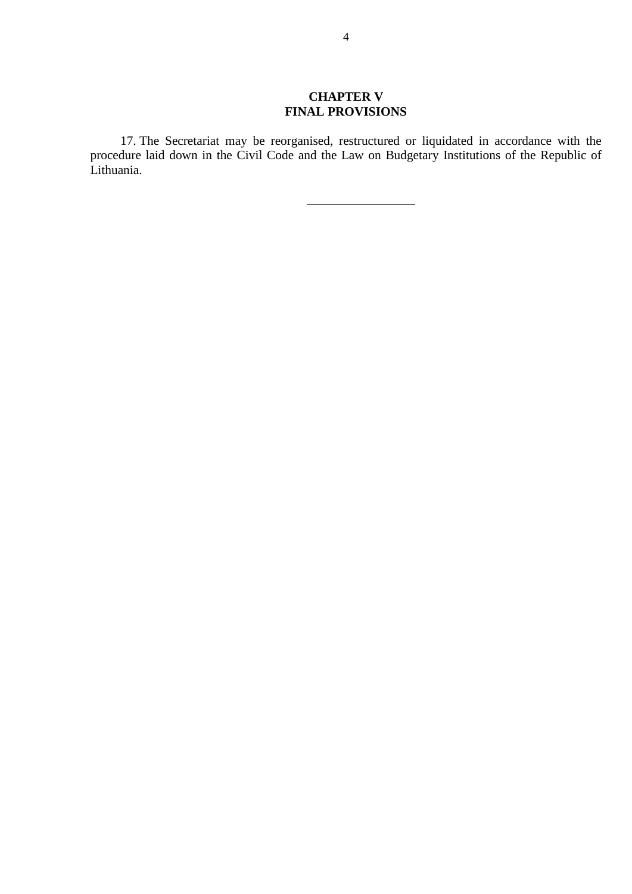## CHAPTER V
## FINAL PROVISIONS

17. The Secretariat may be reorganised, restructured or liquidated in accordance with the procedure laid down in the Civil Code and the Law on Budgetary Institutions of the Republic of Lithuania.

_________________